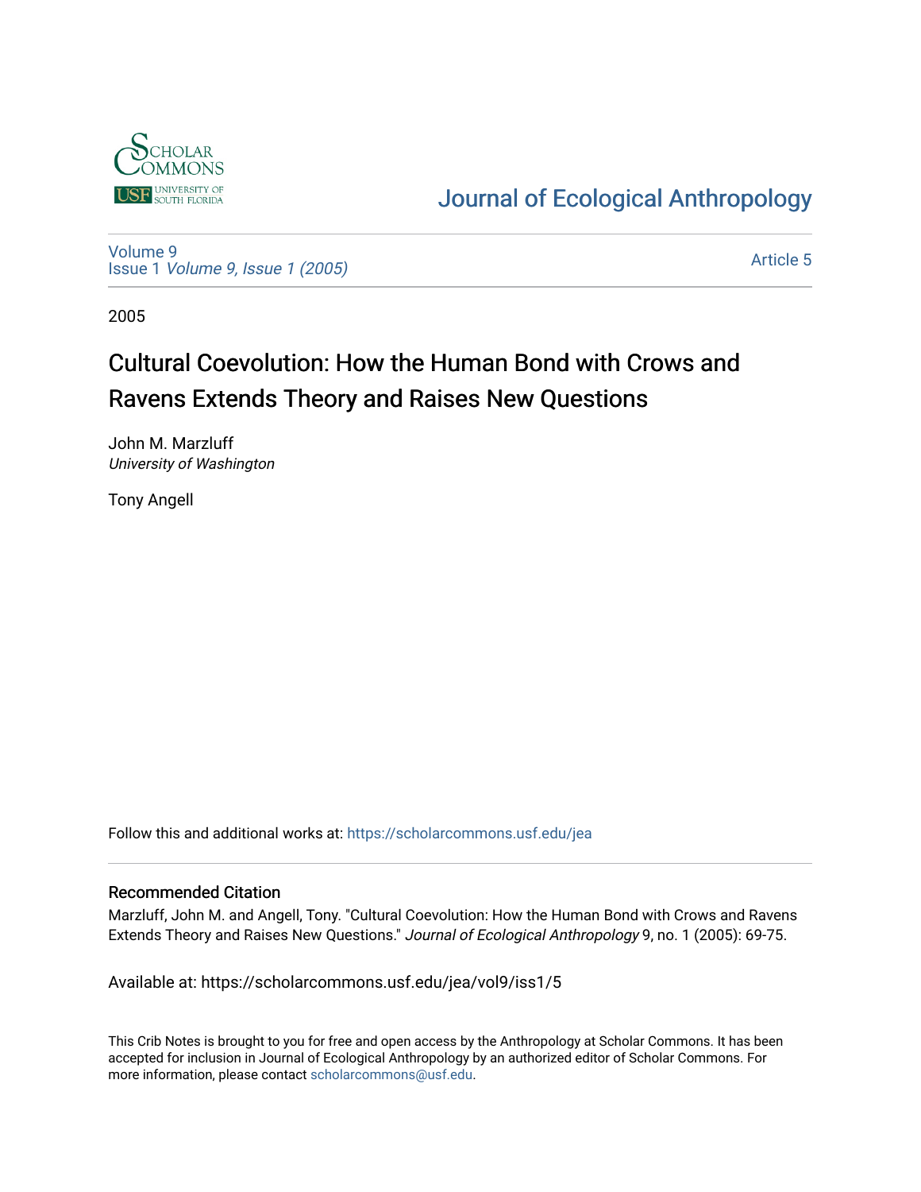Journal of Ecological Anthropology

Volume 9
Issue 1 *Volume 9, Issue 1 (2005)*

Article 5

2005

# Cultural Coevolution: How the Human Bond with Crows and Ravens Extends Theory and Raises New Questions

John M. Marzluff
*University of Washington*

Tony Angell

Follow this and additional works at: https://scholarcommons.usf.edu/jea

## Recommended Citation

Marzluff, John M. and Angell, Tony. "Cultural Coevolution: How the Human Bond with Crows and Ravens Extends Theory and Raises New Questions." *Journal of Ecological Anthropology* 9, no. 1 (2005): 69-75.

Available at: https://scholarcommons.usf.edu/jea/vol9/iss1/5

This Crib Notes is brought to you for free and open access by the Anthropology at Scholar Commons. It has been accepted for inclusion in Journal of Ecological Anthropology by an authorized editor of Scholar Commons. For more information, please contact scholarcommons@usf.edu.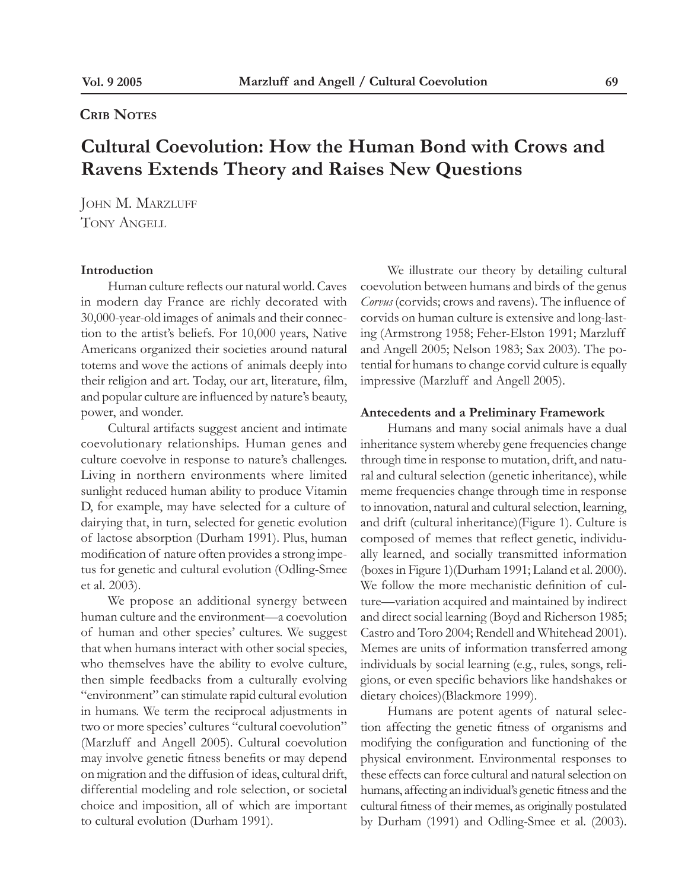**Crib Notes**

# Cultural Coevolution: How the Human Bond with Crows and Ravens Extends Theory and Raises New Questions

John M. Marzluff
Tony Angell

## Introduction

Human culture reflects our natural world. Caves in modern day France are richly decorated with 30,000-year-old images of animals and their connection to the artist's beliefs. For 10,000 years, Native Americans organized their societies around natural totems and wove the actions of animals deeply into their religion and art. Today, our art, literature, film, and popular culture are influenced by nature's beauty, power, and wonder.

Cultural artifacts suggest ancient and intimate coevolutionary relationships. Human genes and culture coevolve in response to nature's challenges. Living in northern environments where limited sunlight reduced human ability to produce Vitamin D, for example, may have selected for a culture of dairying that, in turn, selected for genetic evolution of lactose absorption (Durham 1991). Plus, human modification of nature often provides a strong impetus for genetic and cultural evolution (Odling-Smee et al. 2003).

We propose an additional synergy between human culture and the environment—a coevolution of human and other species' cultures. We suggest that when humans interact with other social species, who themselves have the ability to evolve culture, then simple feedbacks from a culturally evolving "environment" can stimulate rapid cultural evolution in humans. We term the reciprocal adjustments in two or more species' cultures "cultural coevolution" (Marzluff and Angell 2005). Cultural coevolution may involve genetic fitness benefits or may depend on migration and the diffusion of ideas, cultural drift, differential modeling and role selection, or societal choice and imposition, all of which are important to cultural evolution (Durham 1991).

We illustrate our theory by detailing cultural coevolution between humans and birds of the genus *Corvus* (corvids; crows and ravens). The influence of corvids on human culture is extensive and long-lasting (Armstrong 1958; Feher-Elston 1991; Marzluff and Angell 2005; Nelson 1983; Sax 2003). The potential for humans to change corvid culture is equally impressive (Marzluff and Angell 2005).

## Antecedents and a Preliminary Framework

Humans and many social animals have a dual inheritance system whereby gene frequencies change through time in response to mutation, drift, and natural and cultural selection (genetic inheritance), while meme frequencies change through time in response to innovation, natural and cultural selection, learning, and drift (cultural inheritance)(Figure 1). Culture is composed of memes that reflect genetic, individually learned, and socially transmitted information (boxes in Figure 1)(Durham 1991; Laland et al. 2000). We follow the more mechanistic definition of culture—variation acquired and maintained by indirect and direct social learning (Boyd and Richerson 1985; Castro and Toro 2004; Rendell and Whitehead 2001). Memes are units of information transferred among individuals by social learning (e.g., rules, songs, religions, or even specific behaviors like handshakes or dietary choices)(Blackmore 1999).

Humans are potent agents of natural selection affecting the genetic fitness of organisms and modifying the configuration and functioning of the physical environment. Environmental responses to these effects can force cultural and natural selection on humans, affecting an individual's genetic fitness and the cultural fitness of their memes, as originally postulated by Durham (1991) and Odling-Smee et al. (2003).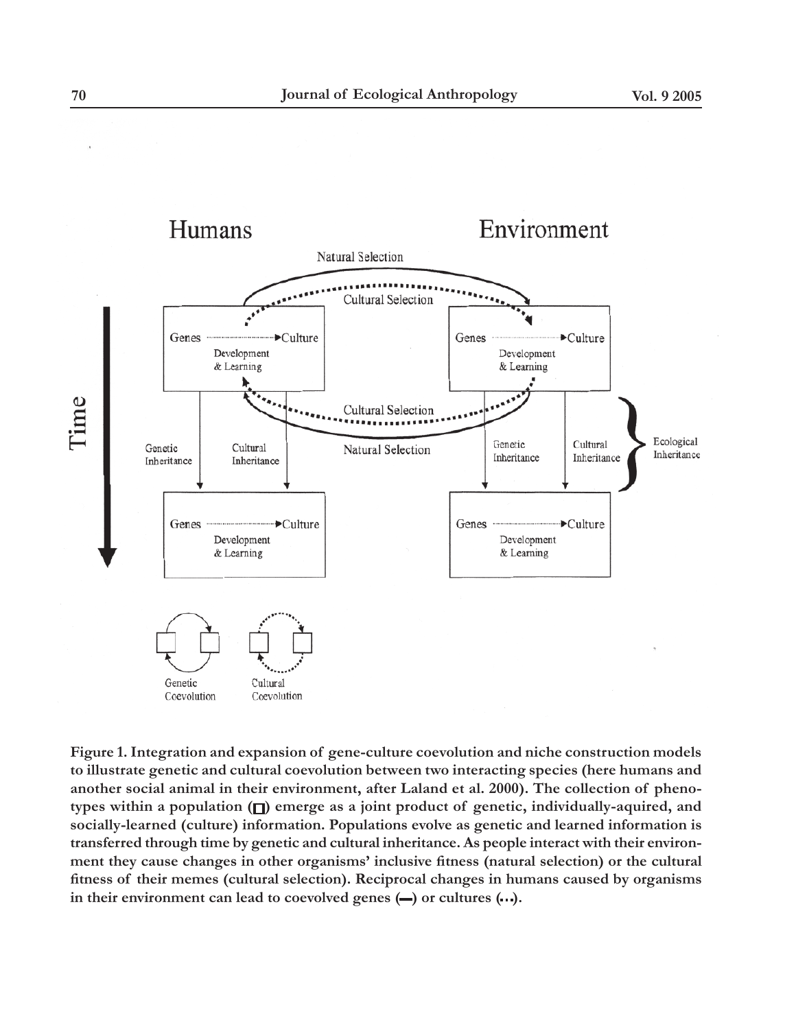**Figure 1. Integration and expansion of gene-culture coevolution and niche construction models to illustrate genetic and cultural coevolution between two interacting species (here humans and another social animal in their environment, after Laland et al. 2000). The collection of phenotypes within a population (□) emerge as a joint product of genetic, individually-aquired, and socially-learned (culture) information. Populations evolve as genetic and learned information is transferred through time by genetic and cultural inheritance. As people interact with their environment they cause changes in other organisms' inclusive fitness (natural selection) or the cultural fitness of their memes (cultural selection). Reciprocal changes in humans caused by organisms in their environment can lead to coevolved genes (—) or cultures (...).**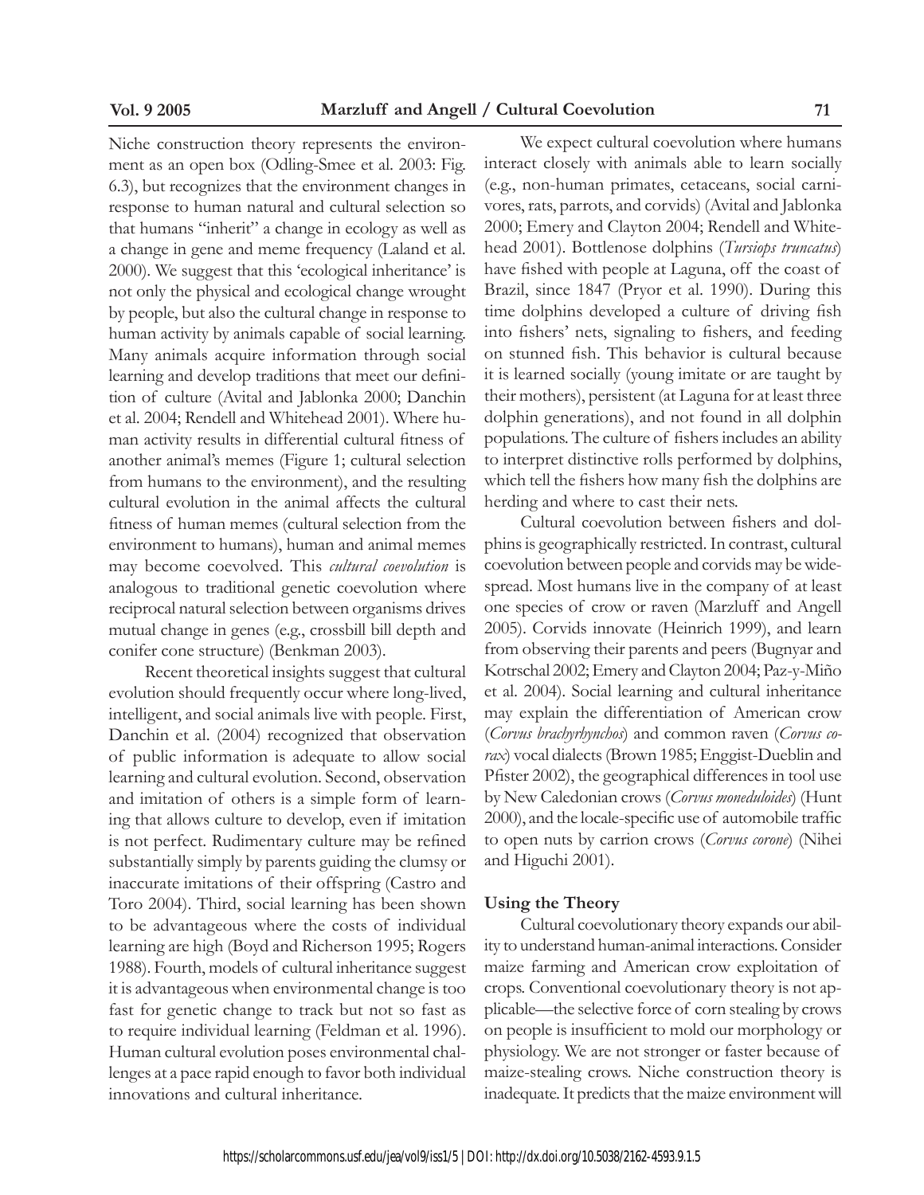Niche construction theory represents the environment as an open box (Odling-Smee et al. 2003: Fig. 6.3), but recognizes that the environment changes in response to human natural and cultural selection so that humans "inherit" a change in ecology as well as a change in gene and meme frequency (Laland et al. 2000). We suggest that this 'ecological inheritance' is not only the physical and ecological change wrought by people, but also the cultural change in response to human activity by animals capable of social learning. Many animals acquire information through social learning and develop traditions that meet our definition of culture (Avital and Jablonka 2000; Danchin et al. 2004; Rendell and Whitehead 2001). Where human activity results in differential cultural fitness of another animal's memes (Figure 1; cultural selection from humans to the environment), and the resulting cultural evolution in the animal affects the cultural fitness of human memes (cultural selection from the environment to humans), human and animal memes may become coevolved. This *cultural coevolution* is analogous to traditional genetic coevolution where reciprocal natural selection between organisms drives mutual change in genes (e.g., crossbill bill depth and conifer cone structure) (Benkman 2003).

Recent theoretical insights suggest that cultural evolution should frequently occur where long-lived, intelligent, and social animals live with people. First, Danchin et al. (2004) recognized that observation of public information is adequate to allow social learning and cultural evolution. Second, observation and imitation of others is a simple form of learning that allows culture to develop, even if imitation is not perfect. Rudimentary culture may be refined substantially simply by parents guiding the clumsy or inaccurate imitations of their offspring (Castro and Toro 2004). Third, social learning has been shown to be advantageous where the costs of individual learning are high (Boyd and Richerson 1995; Rogers 1988). Fourth, models of cultural inheritance suggest it is advantageous when environmental change is too fast for genetic change to track but not so fast as to require individual learning (Feldman et al. 1996). Human cultural evolution poses environmental challenges at a pace rapid enough to favor both individual innovations and cultural inheritance.

We expect cultural coevolution where humans interact closely with animals able to learn socially (e.g., non-human primates, cetaceans, social carnivores, rats, parrots, and corvids) (Avital and Jablonka 2000; Emery and Clayton 2004; Rendell and Whitehead 2001). Bottlenose dolphins (*Tursiops truncatus*) have fished with people at Laguna, off the coast of Brazil, since 1847 (Pryor et al. 1990). During this time dolphins developed a culture of driving fish into fishers' nets, signaling to fishers, and feeding on stunned fish. This behavior is cultural because it is learned socially (young imitate or are taught by their mothers), persistent (at Laguna for at least three dolphin generations), and not found in all dolphin populations. The culture of fishers includes an ability to interpret distinctive rolls performed by dolphins, which tell the fishers how many fish the dolphins are herding and where to cast their nets.

Cultural coevolution between fishers and dolphins is geographically restricted. In contrast, cultural coevolution between people and corvids may be widespread. Most humans live in the company of at least one species of crow or raven (Marzluff and Angell 2005). Corvids innovate (Heinrich 1999), and learn from observing their parents and peers (Bugnyar and Kotrschal 2002; Emery and Clayton 2004; Paz-y-Miño et al. 2004). Social learning and cultural inheritance may explain the differentiation of American crow (*Corvus brachyrhynchos*) and common raven (*Corvus corax*) vocal dialects (Brown 1985; Enggist-Dueblin and Pfister 2002), the geographical differences in tool use by New Caledonian crows (*Corvus moneduloides*) (Hunt 2000), and the locale-specific use of automobile traffic to open nuts by carrion crows (*Corvus corone*) (Nihei and Higuchi 2001).

## Using the Theory

Cultural coevolutionary theory expands our ability to understand human-animal interactions. Consider maize farming and American crow exploitation of crops. Conventional coevolutionary theory is not applicable—the selective force of corn stealing by crows on people is insufficient to mold our morphology or physiology. We are not stronger or faster because of maize-stealing crows. Niche construction theory is inadequate. It predicts that the maize environment will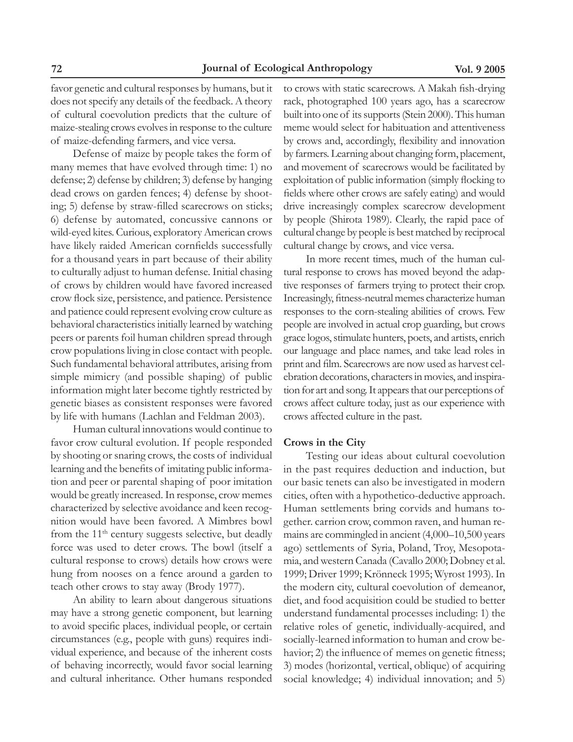favor genetic and cultural responses by humans, but it does not specify any details of the feedback. A theory of cultural coevolution predicts that the culture of maize-stealing crows evolves in response to the culture of maize-defending farmers, and vice versa.

Defense of maize by people takes the form of many memes that have evolved through time: 1) no defense; 2) defense by children; 3) defense by hanging dead crows on garden fences; 4) defense by shooting; 5) defense by straw-filled scarecrows on sticks; 6) defense by automated, concussive cannons or wild-eyed kites. Curious, exploratory American crows have likely raided American cornfields successfully for a thousand years in part because of their ability to culturally adjust to human defense. Initial chasing of crows by children would have favored increased crow flock size, persistence, and patience. Persistence and patience could represent evolving crow culture as behavioral characteristics initially learned by watching peers or parents foil human children spread through crow populations living in close contact with people. Such fundamental behavioral attributes, arising from simple mimicry (and possible shaping) of public information might later become tightly restricted by genetic biases as consistent responses were favored by life with humans (Lachlan and Feldman 2003).

Human cultural innovations would continue to favor crow cultural evolution. If people responded by shooting or snaring crows, the costs of individual learning and the benefits of imitating public information and peer or parental shaping of poor imitation would be greatly increased. In response, crow memes characterized by selective avoidance and keen recognition would have been favored. A Mimbres bowl from the 11th century suggests selective, but deadly force was used to deter crows. The bowl (itself a cultural response to crows) details how crows were hung from nooses on a fence around a garden to teach other crows to stay away (Brody 1977).

An ability to learn about dangerous situations may have a strong genetic component, but learning to avoid specific places, individual people, or certain circumstances (e.g., people with guns) requires individual experience, and because of the inherent costs of behaving incorrectly, would favor social learning and cultural inheritance. Other humans responded to crows with static scarecrows. A Makah fish-drying rack, photographed 100 years ago, has a scarecrow built into one of its supports (Stein 2000). This human meme would select for habituation and attentiveness by crows and, accordingly, flexibility and innovation by farmers. Learning about changing form, placement, and movement of scarecrows would be facilitated by exploitation of public information (simply flocking to fields where other crows are safely eating) and would drive increasingly complex scarecrow development by people (Shirota 1989). Clearly, the rapid pace of cultural change by people is best matched by reciprocal cultural change by crows, and vice versa.

In more recent times, much of the human cultural response to crows has moved beyond the adaptive responses of farmers trying to protect their crop. Increasingly, fitness-neutral memes characterize human responses to the corn-stealing abilities of crows. Few people are involved in actual crop guarding, but crows grace logos, stimulate hunters, poets, and artists, enrich our language and place names, and take lead roles in print and film. Scarecrows are now used as harvest celebration decorations, characters in movies, and inspiration for art and song. It appears that our perceptions of crows affect culture today, just as our experience with crows affected culture in the past.

### Crows in the City

Testing our ideas about cultural coevolution in the past requires deduction and induction, but our basic tenets can also be investigated in modern cities, often with a hypothetico-deductive approach. Human settlements bring corvids and humans together. carrion crow, common raven, and human remains are commingled in ancient (4,000–10,500 years ago) settlements of Syria, Poland, Troy, Mesopotamia, and western Canada (Cavallo 2000; Dobney et al. 1999; Driver 1999; Krönneck 1995; Wyrost 1993). In the modern city, cultural coevolution of demeanor, diet, and food acquisition could be studied to better understand fundamental processes including: 1) the relative roles of genetic, individually-acquired, and socially-learned information to human and crow behavior; 2) the influence of memes on genetic fitness; 3) modes (horizontal, vertical, oblique) of acquiring social knowledge; 4) individual innovation; and 5)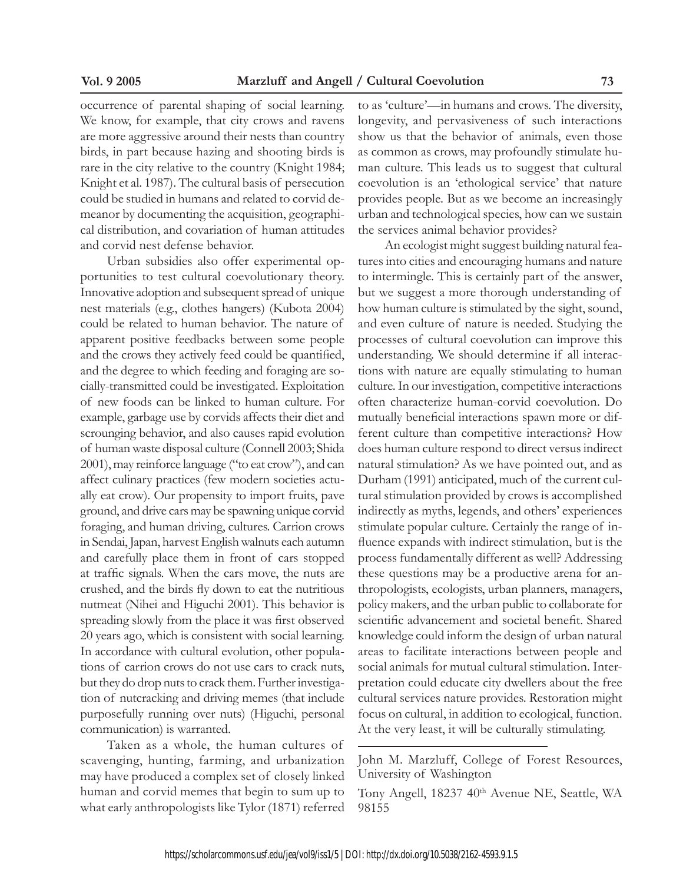occurrence of parental shaping of social learning. We know, for example, that city crows and ravens are more aggressive around their nests than country birds, in part because hazing and shooting birds is rare in the city relative to the country (Knight 1984; Knight et al. 1987). The cultural basis of persecution could be studied in humans and related to corvid demeanor by documenting the acquisition, geographical distribution, and covariation of human attitudes and corvid nest defense behavior.

Urban subsidies also offer experimental opportunities to test cultural coevolutionary theory. Innovative adoption and subsequent spread of unique nest materials (e.g., clothes hangers) (Kubota 2004) could be related to human behavior. The nature of apparent positive feedbacks between some people and the crows they actively feed could be quantified, and the degree to which feeding and foraging are socially-transmitted could be investigated. Exploitation of new foods can be linked to human culture. For example, garbage use by corvids affects their diet and scrounging behavior, and also causes rapid evolution of human waste disposal culture (Connell 2003; Shida 2001), may reinforce language ("to eat crow"), and can affect culinary practices (few modern societies actually eat crow). Our propensity to import fruits, pave ground, and drive cars may be spawning unique corvid foraging, and human driving, cultures. Carrion crows in Sendai, Japan, harvest English walnuts each autumn and carefully place them in front of cars stopped at traffic signals. When the cars move, the nuts are crushed, and the birds fly down to eat the nutritious nutmeat (Nihei and Higuchi 2001). This behavior is spreading slowly from the place it was first observed 20 years ago, which is consistent with social learning. In accordance with cultural evolution, other populations of carrion crows do not use cars to crack nuts, but they do drop nuts to crack them. Further investigation of nutcracking and driving memes (that include purposefully running over nuts) (Higuchi, personal communication) is warranted.

Taken as a whole, the human cultures of scavenging, hunting, farming, and urbanization may have produced a complex set of closely linked human and corvid memes that begin to sum up to what early anthropologists like Tylor (1871) referred to as 'culture'—in humans and crows. The diversity, longevity, and pervasiveness of such interactions show us that the behavior of animals, even those as common as crows, may profoundly stimulate human culture. This leads us to suggest that cultural coevolution is an 'ethological service' that nature provides people. But as we become an increasingly urban and technological species, how can we sustain the services animal behavior provides?

An ecologist might suggest building natural features into cities and encouraging humans and nature to intermingle. This is certainly part of the answer, but we suggest a more thorough understanding of how human culture is stimulated by the sight, sound, and even culture of nature is needed. Studying the processes of cultural coevolution can improve this understanding. We should determine if all interactions with nature are equally stimulating to human culture. In our investigation, competitive interactions often characterize human-corvid coevolution. Do mutually beneficial interactions spawn more or different culture than competitive interactions? How does human culture respond to direct versus indirect natural stimulation? As we have pointed out, and as Durham (1991) anticipated, much of the current cultural stimulation provided by crows is accomplished indirectly as myths, legends, and others' experiences stimulate popular culture. Certainly the range of influence expands with indirect stimulation, but is the process fundamentally different as well? Addressing these questions may be a productive arena for anthropologists, ecologists, urban planners, managers, policy makers, and the urban public to collaborate for scientific advancement and societal benefit. Shared knowledge could inform the design of urban natural areas to facilitate interactions between people and social animals for mutual cultural stimulation. Interpretation could educate city dwellers about the free cultural services nature provides. Restoration might focus on cultural, in addition to ecological, function. At the very least, it will be culturally stimulating.

---

John M. Marzluff, College of Forest Resources, University of Washington

Tony Angell, 18237 40th Avenue NE, Seattle, WA 98155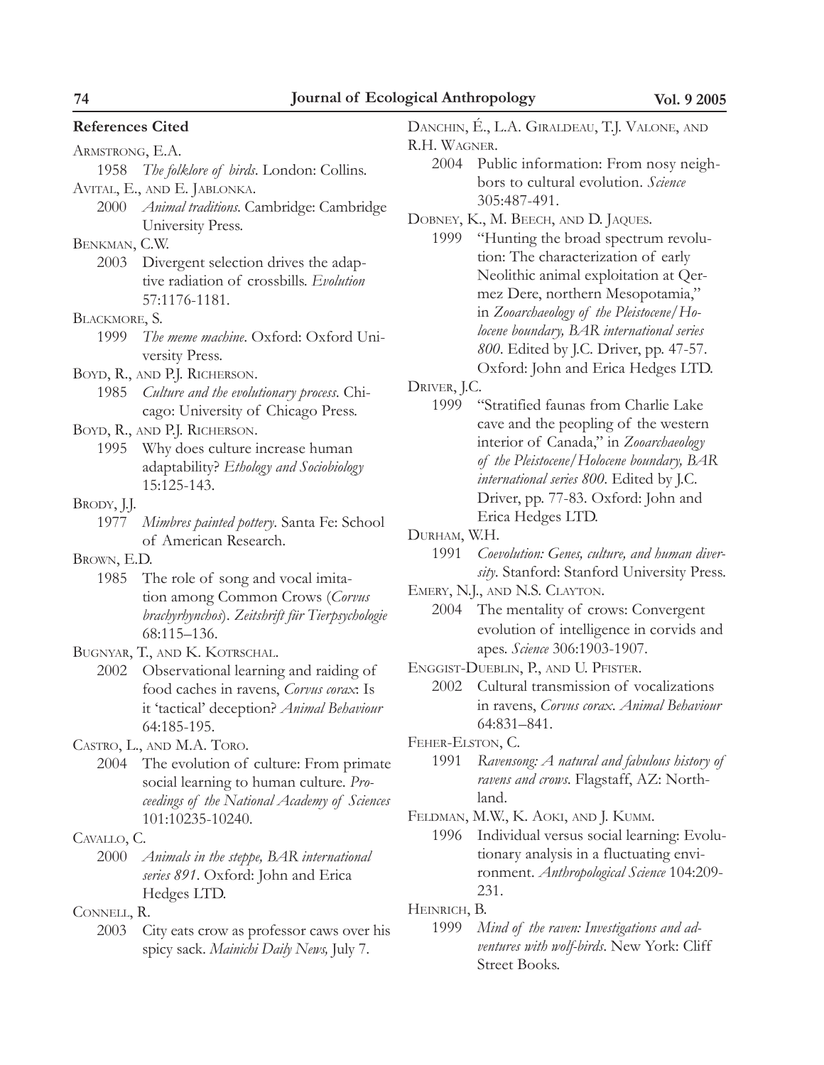## References Cited

Armstrong, E.A.
1958 *The folklore of birds*. London: Collins.

Avital, E., and E. Jablonka.
2000 *Animal traditions*. Cambridge: Cambridge University Press.

Benkman, C.W.
2003 Divergent selection drives the adaptive radiation of crossbills. *Evolution* 57:1176-1181.

Blackmore, S.
1999 *The meme machine*. Oxford: Oxford University Press.

Boyd, R., and P.J. Richerson.
1985 *Culture and the evolutionary process*. Chicago: University of Chicago Press.

Boyd, R., and P.J. Richerson.
1995 Why does culture increase human adaptability? *Ethology and Sociobiology* 15:125-143.

Brody, J.J.
1977 *Mimbres painted pottery*. Santa Fe: School of American Research.

Brown, E.D.
1985 The role of song and vocal imitation among Common Crows (*Corvus brachyrhynchos*). *Zeitshrift für Tierpsychologie* 68:115–136.

Bugnyar, T., and K. Kotrschal.
2002 Observational learning and raiding of food caches in ravens, *Corvus corax*: Is it 'tactical' deception? *Animal Behaviour* 64:185-195.

Castro, L., and M.A. Toro.
2004 The evolution of culture: From primate social learning to human culture. *Proceedings of the National Academy of Sciences* 101:10235-10240.

Cavallo, C.
2000 *Animals in the steppe, BAR international series 891*. Oxford: John and Erica Hedges LTD.

Connell, R.
2003 City eats crow as professor caws over his spicy sack. *Mainichi Daily News,* July 7.

Danchin, É., L.A. Giraldeau, T.J. Valone, and R.H. Wagner.
2004 Public information: From nosy neighbors to cultural evolution. *Science* 305:487-491.

Dobney, K., M. Beech, and D. Jaques.
1999 "Hunting the broad spectrum revolution: The characterization of early Neolithic animal exploitation at Qermez Dere, northern Mesopotamia," in *Zooarchaeology of the Pleistocene/Holocene boundary, BAR international series 800*. Edited by J.C. Driver, pp. 47-57. Oxford: John and Erica Hedges LTD.

Driver, J.C.
1999 "Stratified faunas from Charlie Lake cave and the peopling of the western interior of Canada," in *Zooarchaeology of the Pleistocene/Holocene boundary, BAR international series 800*. Edited by J.C. Driver, pp. 77-83. Oxford: John and Erica Hedges LTD.

Durham, W.H.
1991 *Coevolution: Genes, culture, and human diversity*. Stanford: Stanford University Press.

Emery, N.J., and N.S. Clayton.
2004 The mentality of crows: Convergent evolution of intelligence in corvids and apes. *Science* 306:1903-1907.

Enggist-Dueblin, P., and U. Pfister.
2002 Cultural transmission of vocalizations in ravens, *Corvus corax*. *Animal Behaviour* 64:831–841.

Feher-Elston, C.
1991 *Ravensong: A natural and fabulous history of ravens and crows*. Flagstaff, AZ: Northland.

Feldman, M.W., K. Aoki, and J. Kumm.
1996 Individual versus social learning: Evolutionary analysis in a fluctuating environment. *Anthropological Science* 104:209-231.

Heinrich, B.
1999 *Mind of the raven: Investigations and adventures with wolf-birds*. New York: Cliff Street Books.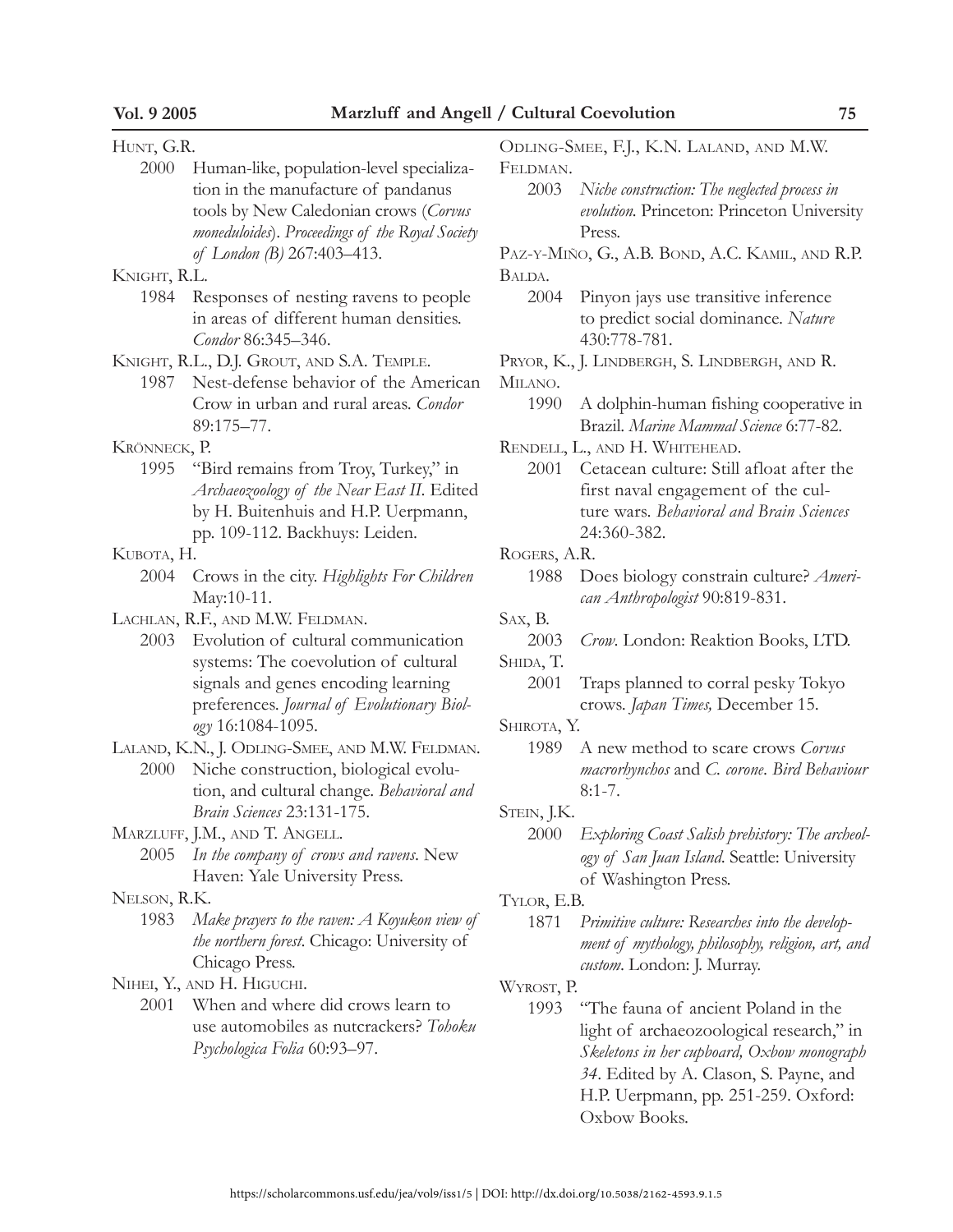Hunt, G.R.

2000 Human-like, population-level specialization in the manufacture of pandanus tools by New Caledonian crows (*Corvus moneduloides*). *Proceedings of the Royal Society of London (B)* 267:403–413.

Knight, R.L.

1984 Responses of nesting ravens to people in areas of different human densities. *Condor* 86:345–346.

Knight, R.L., D.J. Grout, and S.A. Temple.

1987 Nest-defense behavior of the American Crow in urban and rural areas. *Condor* 89:175–77.

Krönneck, P.

1995 "Bird remains from Troy, Turkey," in *Archaeozoology of the Near East II*. Edited by H. Buitenhuis and H.P. Uerpmann, pp. 109-112. Backhuys: Leiden.

Kubota, H.

2004 Crows in the city. *Highlights For Children* May:10-11.

Lachlan, R.F., and M.W. Feldman.

2003 Evolution of cultural communication systems: The coevolution of cultural signals and genes encoding learning preferences. *Journal of Evolutionary Biology* 16:1084-1095.

Laland, K.N., J. Odling-Smee, and M.W. Feldman.

2000 Niche construction, biological evolution, and cultural change. *Behavioral and Brain Sciences* 23:131-175.

Marzluff, J.M., and T. Angell.

2005 *In the company of crows and ravens*. New Haven: Yale University Press.

Nelson, R.K.

1983 *Make prayers to the raven: A Koyukon view of the northern forest*. Chicago: University of Chicago Press.

Nihei, Y., and H. Higuchi.

2001 When and where did crows learn to use automobiles as nutcrackers? *Tohoku Psychologica Folia* 60:93–97.

Odling-Smee, F.J., K.N. Laland, and M.W. Feldman.

2003 *Niche construction: The neglected process in evolution.* Princeton: Princeton University Press.

Paz-y-Miño, G., A.B. Bond, A.C. Kamil, and R.P. Balda.

2004 Pinyon jays use transitive inference to predict social dominance. *Nature* 430:778-781.

Pryor, K., J. Lindbergh, S. Lindbergh, and R. Milano.

1990 A dolphin-human fishing cooperative in Brazil. *Marine Mammal Science* 6:77-82.

Rendell, L., and H. Whitehead.

2001 Cetacean culture: Still afloat after the first naval engagement of the culture wars. *Behavioral and Brain Sciences* 24:360-382.

Rogers, A.R.

1988 Does biology constrain culture? *American Anthropologist* 90:819-831.

Sax, B.

2003 *Crow*. London: Reaktion Books, LTD.

Shida, T.

2001 Traps planned to corral pesky Tokyo crows. *Japan Times,* December 15.

Shirota, Y.

1989 A new method to scare crows *Corvus macrorhynchos* and *C. corone*. *Bird Behaviour* 8:1-7.

Stein, J.K.

2000 *Exploring Coast Salish prehistory: The archeology of San Juan Island*. Seattle: University of Washington Press.

Tylor, E.B.

1871 *Primitive culture: Researches into the development of mythology, philosophy, religion, art, and custom*. London: J. Murray.

Wyrost, P.

1993 "The fauna of ancient Poland in the light of archaeozoological research," in *Skeletons in her cupboard, Oxbow monograph 34*. Edited by A. Clason, S. Payne, and H.P. Uerpmann, pp. 251-259. Oxford: Oxbow Books.